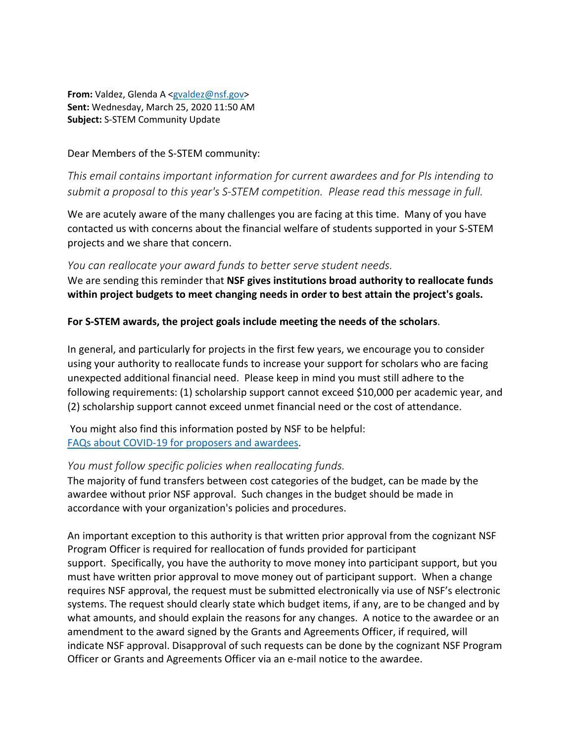**From:** Valdez, Glenda A <gvaldez@nsf.gov>
**Sent:** Wednesday, March 25, 2020 11:50 AM
**Subject:** S-STEM Community Update

Dear Members of the S-STEM community:

*This email contains important information for current awardees and for PIs intending to submit a proposal to this year's S-STEM competition. Please read this message in full.*

We are acutely aware of the many challenges you are facing at this time. Many of you have contacted us with concerns about the financial welfare of students supported in your S-STEM projects and we share that concern.

*You can reallocate your award funds to better serve student needs.*
We are sending this reminder that **NSF gives institutions broad authority to reallocate funds within project budgets to meet changing needs in order to best attain the project's goals.**

**For S-STEM awards, the project goals include meeting the needs of the scholars**.

In general, and particularly for projects in the first few years, we encourage you to consider using your authority to reallocate funds to increase your support for scholars who are facing unexpected additional financial need. Please keep in mind you must still adhere to the following requirements: (1) scholarship support cannot exceed $10,000 per academic year, and (2) scholarship support cannot exceed unmet financial need or the cost of attendance.

You might also find this information posted by NSF to be helpful: [FAQs about COVID-19 for proposers and awardees](#).

*You must follow specific policies when reallocating funds.*
The majority of fund transfers between cost categories of the budget, can be made by the awardee without prior NSF approval. Such changes in the budget should be made in accordance with your organization's policies and procedures.

An important exception to this authority is that written prior approval from the cognizant NSF Program Officer is required for reallocation of funds provided for participant support. Specifically, you have the authority to move money into participant support, but you must have written prior approval to move money out of participant support. When a change requires NSF approval, the request must be submitted electronically via use of NSF's electronic systems. The request should clearly state which budget items, if any, are to be changed and by what amounts, and should explain the reasons for any changes. A notice to the awardee or an amendment to the award signed by the Grants and Agreements Officer, if required, will indicate NSF approval. Disapproval of such requests can be done by the cognizant NSF Program Officer or Grants and Agreements Officer via an e-mail notice to the awardee.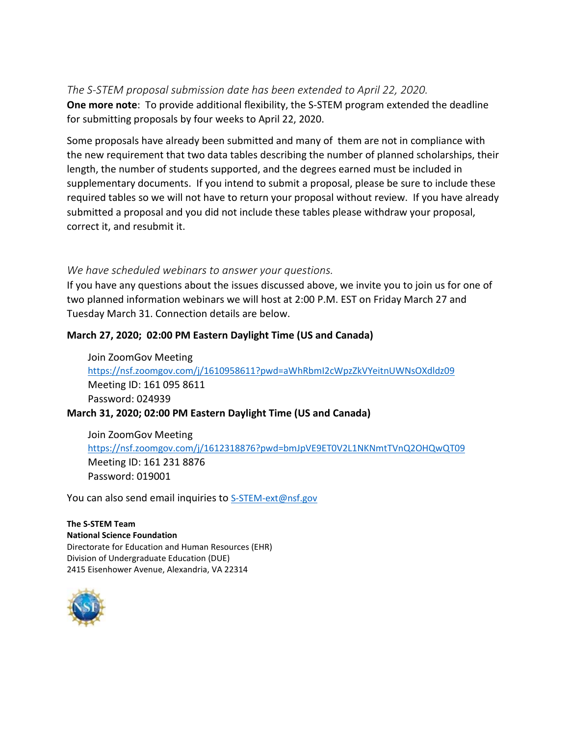*The S-STEM proposal submission date has been extended to April 22, 2020.*

**One more note**: To provide additional flexibility, the S-STEM program extended the deadline for submitting proposals by four weeks to April 22, 2020.

Some proposals have already been submitted and many of them are not in compliance with the new requirement that two data tables describing the number of planned scholarships, their length, the number of students supported, and the degrees earned must be included in supplementary documents. If you intend to submit a proposal, please be sure to include these required tables so we will not have to return your proposal without review. If you have already submitted a proposal and you did not include these tables please withdraw your proposal, correct it, and resubmit it.

*We have scheduled webinars to answer your questions.*

If you have any questions about the issues discussed above, we invite you to join us for one of two planned information webinars we will host at 2:00 P.M. EST on Friday March 27 and Tuesday March 31. Connection details are below.

**March 27, 2020; 02:00 PM Eastern Daylight Time (US and Canada)**

Join ZoomGov Meeting
https://nsf.zoomgov.com/j/1610958611?pwd=aWhRbmI2cWpzZkVYeitnUWNsOXdldz09
Meeting ID: 161 095 8611
Password: 024939

**March 31, 2020; 02:00 PM Eastern Daylight Time (US and Canada)**

Join ZoomGov Meeting
https://nsf.zoomgov.com/j/1612318876?pwd=bmJpVE9ET0V2L1NKNmtTVnQ2OHQwQT09
Meeting ID: 161 231 8876
Password: 019001

You can also send email inquiries to S-STEM-ext@nsf.gov

**The S-STEM Team**
**National Science Foundation**
Directorate for Education and Human Resources (EHR)
Division of Undergraduate Education (DUE)
2415 Eisenhower Avenue, Alexandria, VA 22314